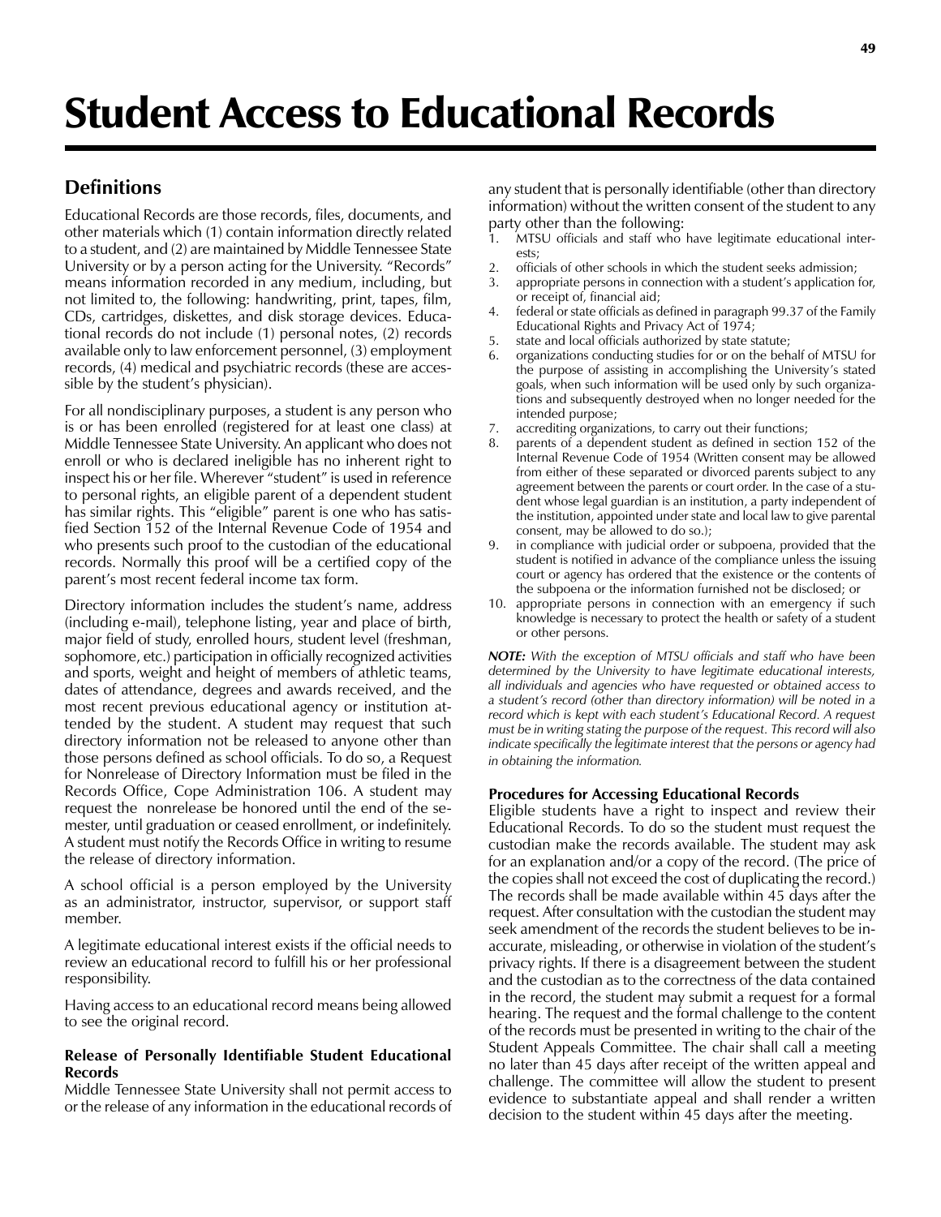# Student Access to Educational Records

## Definitions

Educational Records are those records, files, documents, and other materials which (1) contain information directly related to a student, and (2) are maintained by Middle Tennessee State University or by a person acting for the University. "Records" means information recorded in any medium, including, but not limited to, the following: handwriting, print, tapes, film, CDs, cartridges, diskettes, and disk storage devices. Educational records do not include (1) personal notes, (2) records available only to law enforcement personnel, (3) employment records, (4) medical and psychiatric records (these are accessible by the student's physician).

For all nondisciplinary purposes, a student is any person who is or has been enrolled (registered for at least one class) at Middle Tennessee State University. An applicant who does not enroll or who is declared ineligible has no inherent right to inspect his or her file. Wherever "student" is used in reference to personal rights, an eligible parent of a dependent student has similar rights. This "eligible" parent is one who has satisfied Section 152 of the Internal Revenue Code of 1954 and who presents such proof to the custodian of the educational records. Normally this proof will be a certified copy of the parent's most recent federal income tax form.

Directory information includes the student's name, address (including e-mail), telephone listing, year and place of birth, major field of study, enrolled hours, student level (freshman, sophomore, etc.) participation in officially recognized activities and sports, weight and height of members of athletic teams, dates of attendance, degrees and awards received, and the most recent previous educational agency or institution attended by the student. A student may request that such directory information not be released to anyone other than those persons defined as school officials. To do so, a Request for Nonrelease of Directory Information must be filed in the Records Office, Cope Administration 106. A student may request the nonrelease be honored until the end of the semester, until graduation or ceased enrollment, or indefinitely. A student must notify the Records Office in writing to resume the release of directory information.

A school official is a person employed by the University as an administrator, instructor, supervisor, or support staff member.

A legitimate educational interest exists if the official needs to review an educational record to fulfill his or her professional responsibility.

Having access to an educational record means being allowed to see the original record.

### Release of Personally Identifiable Student Educational Records

Middle Tennessee State University shall not permit access to or the release of any information in the educational records of any student that is personally identifiable (other than directory information) without the written consent of the student to any party other than the following:

1. MTSU officials and staff who have legitimate educational interests;
2. officials of other schools in which the student seeks admission;
3. appropriate persons in connection with a student's application for, or receipt of, financial aid;
4. federal or state officials as defined in paragraph 99.37 of the Family Educational Rights and Privacy Act of 1974;
5. state and local officials authorized by state statute;
6. organizations conducting studies for or on the behalf of MTSU for the purpose of assisting in accomplishing the University's stated goals, when such information will be used only by such organizations and subsequently destroyed when no longer needed for the intended purpose;
7. accrediting organizations, to carry out their functions;
8. parents of a dependent student as defined in section 152 of the Internal Revenue Code of 1954 (Written consent may be allowed from either of these separated or divorced parents subject to any agreement between the parents or court order. In the case of a student whose legal guardian is an institution, a party independent of the institution, appointed under state and local law to give parental consent, may be allowed to do so.);
9. in compliance with judicial order or subpoena, provided that the student is notified in advance of the compliance unless the issuing court or agency has ordered that the existence or the contents of the subpoena or the information furnished not be disclosed; or
10. appropriate persons in connection with an emergency if such knowledge is necessary to protect the health or safety of a student or other persons.

***NOTE:*** *With the exception of MTSU officials and staff who have been determined by the University to have legitimate educational interests, all individuals and agencies who have requested or obtained access to a student's record (other than directory information) will be noted in a record which is kept with each student's Educational Record. A request must be in writing stating the purpose of the request. This record will also indicate specifically the legitimate interest that the persons or agency had in obtaining the information.*

### Procedures for Accessing Educational Records

Eligible students have a right to inspect and review their Educational Records. To do so the student must request the custodian make the records available. The student may ask for an explanation and/or a copy of the record. (The price of the copies shall not exceed the cost of duplicating the record.) The records shall be made available within 45 days after the request. After consultation with the custodian the student may seek amendment of the records the student believes to be inaccurate, misleading, or otherwise in violation of the student's privacy rights. If there is a disagreement between the student and the custodian as to the correctness of the data contained in the record, the student may submit a request for a formal hearing. The request and the formal challenge to the content of the records must be presented in writing to the chair of the Student Appeals Committee. The chair shall call a meeting no later than 45 days after receipt of the written appeal and challenge. The committee will allow the student to present evidence to substantiate appeal and shall render a written decision to the student within 45 days after the meeting.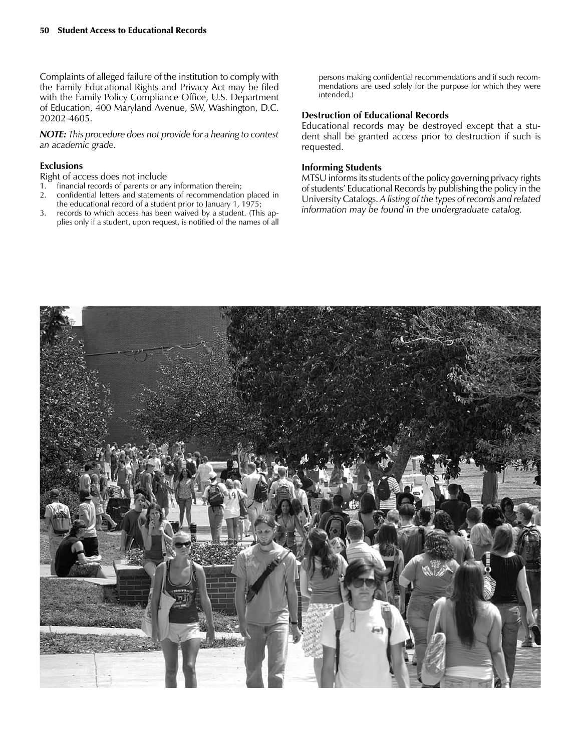Complaints of alleged failure of the institution to comply with the Family Educational Rights and Privacy Act may be filed with the Family Policy Compliance Office, U.S. Department of Education, 400 Maryland Avenue, SW, Washington, D.C. 20202-4605.

***NOTE:*** *This procedure does not provide for a hearing to contest an academic grade.*

### Exclusions

Right of access does not include

1. financial records of parents or any information therein;
2. confidential letters and statements of recommendation placed in the educational record of a student prior to January 1, 1975;
3. records to which access has been waived by a student. (This applies only if a student, upon request, is notified of the names of all persons making confidential recommendations and if such recommendations are used solely for the purpose for which they were intended.)

### Destruction of Educational Records

Educational records may be destroyed except that a student shall be granted access prior to destruction if such is requested.

### Informing Students

MTSU informs its students of the policy governing privacy rights of students' Educational Records by publishing the policy in the University Catalogs. *A listing of the types of records and related information may be found in the undergraduate catalog.*